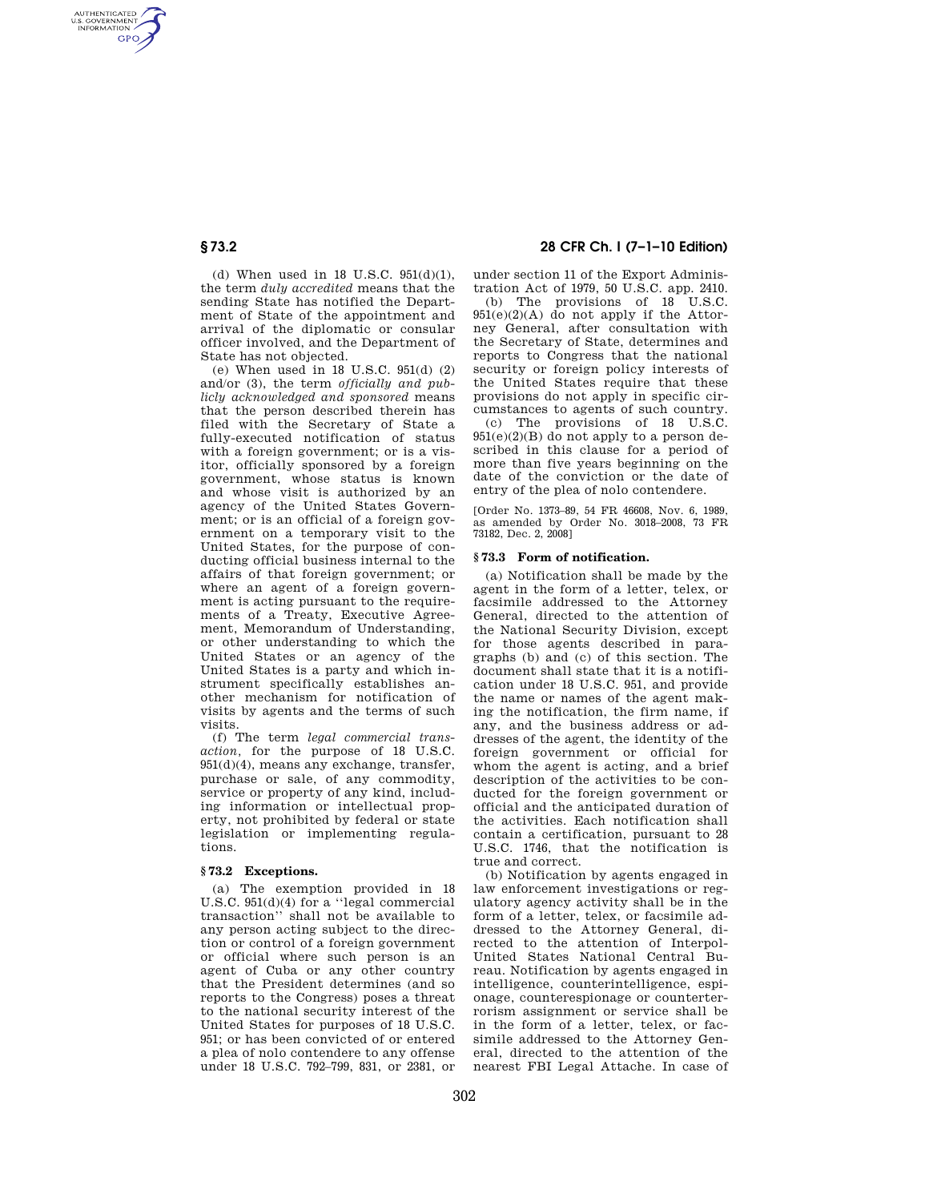(d) When used in 18 U.S.C. 951(d)(1), the term *duly accredited* means that the sending State has notified the Department of State of the appointment and arrival of the diplomatic or consular officer involved, and the Department of State has not objected.

(e) When used in 18 U.S.C. 951(d) (2) and/or (3), the term *officially and publicly acknowledged and sponsored* means that the person described therein has filed with the Secretary of State a fully-executed notification of status with a foreign government; or is a visitor, officially sponsored by a foreign government, whose status is known and whose visit is authorized by an agency of the United States Government; or is an official of a foreign government on a temporary visit to the United States, for the purpose of conducting official business internal to the affairs of that foreign government; or where an agent of a foreign government is acting pursuant to the requirements of a Treaty, Executive Agreement, Memorandum of Understanding, or other understanding to which the United States or an agency of the United States is a party and which instrument specifically establishes another mechanism for notification of visits by agents and the terms of such visits.

(f) The term *legal commercial transaction,* for the purpose of 18 U.S.C. 951(d)(4), means any exchange, transfer, purchase or sale, of any commodity, service or property of any kind, including information or intellectual property, not prohibited by federal or state legislation or implementing regulations.

## § 73.2 Exceptions.

(a) The exemption provided in 18 U.S.C. 951(d)(4) for a "legal commercial transaction" shall not be available to any person acting subject to the direction or control of a foreign government or official where such person is an agent of Cuba or any other country that the President determines (and so reports to the Congress) poses a threat to the national security interest of the United States for purposes of 18 U.S.C. 951; or has been convicted of or entered a plea of nolo contendere to any offense under 18 U.S.C. 792–799, 831, or 2381, or under section 11 of the Export Administration Act of 1979, 50 U.S.C. app. 2410.

(b) The provisions of 18 U.S.C. 951(e)(2)(A) do not apply if the Attorney General, after consultation with the Secretary of State, determines and reports to Congress that the national security or foreign policy interests of the United States require that these provisions do not apply in specific circumstances to agents of such country.

(c) The provisions of 18 U.S.C. 951(e)(2)(B) do not apply to a person described in this clause for a period of more than five years beginning on the date of the conviction or the date of entry of the plea of nolo contendere.

[Order No. 1373–89, 54 FR 46608, Nov. 6, 1989, as amended by Order No. 3018–2008, 73 FR 73182, Dec. 2, 2008]

## § 73.3 Form of notification.

(a) Notification shall be made by the agent in the form of a letter, telex, or facsimile addressed to the Attorney General, directed to the attention of the National Security Division, except for those agents described in paragraphs (b) and (c) of this section. The document shall state that it is a notification under 18 U.S.C. 951, and provide the name or names of the agent making the notification, the firm name, if any, and the business address or addresses of the agent, the identity of the foreign government or official for whom the agent is acting, and a brief description of the activities to be conducted for the foreign government or official and the anticipated duration of the activities. Each notification shall contain a certification, pursuant to 28 U.S.C. 1746, that the notification is true and correct.

(b) Notification by agents engaged in law enforcement investigations or regulatory agency activity shall be in the form of a letter, telex, or facsimile addressed to the Attorney General, directed to the attention of Interpol-United States National Central Bureau. Notification by agents engaged in intelligence, counterintelligence, espionage, counterespionage or counterterrorism assignment or service shall be in the form of a letter, telex, or facsimile addressed to the Attorney General, directed to the attention of the nearest FBI Legal Attache. In case of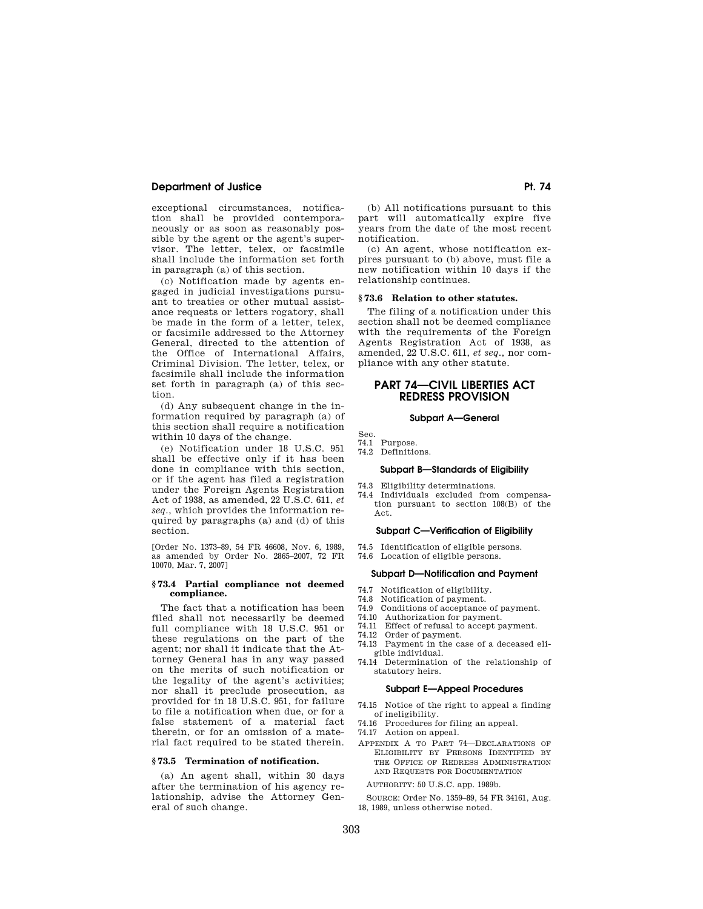exceptional circumstances, notification shall be provided contemporaneously or as soon as reasonably possible by the agent or the agent's supervisor. The letter, telex, or facsimile shall include the information set forth in paragraph (a) of this section.

(c) Notification made by agents engaged in judicial investigations pursuant to treaties or other mutual assistance requests or letters rogatory, shall be made in the form of a letter, telex, or facsimile addressed to the Attorney General, directed to the attention of the Office of International Affairs, Criminal Division. The letter, telex, or facsimile shall include the information set forth in paragraph (a) of this section.

(d) Any subsequent change in the information required by paragraph (a) of this section shall require a notification within 10 days of the change.

(e) Notification under 18 U.S.C. 951 shall be effective only if it has been done in compliance with this section, or if the agent has filed a registration under the Foreign Agents Registration Act of 1938, as amended, 22 U.S.C. 611, *et seq.*, which provides the information required by paragraphs (a) and (d) of this section.

[Order No. 1373–89, 54 FR 46608, Nov. 6, 1989, as amended by Order No. 2865–2007, 72 FR 10070, Mar. 7, 2007]

### § 73.4 Partial compliance not deemed compliance.

The fact that a notification has been filed shall not necessarily be deemed full compliance with 18 U.S.C. 951 or these regulations on the part of the agent; nor shall it indicate that the Attorney General has in any way passed on the merits of such notification or the legality of the agent's activities; nor shall it preclude prosecution, as provided for in 18 U.S.C. 951, for failure to file a notification when due, or for a false statement of a material fact therein, or for an omission of a material fact required to be stated therein.

### § 73.5 Termination of notification.

(a) An agent shall, within 30 days after the termination of his agency relationship, advise the Attorney General of such change.

(b) All notifications pursuant to this part will automatically expire five years from the date of the most recent notification.

(c) An agent, whose notification expires pursuant to (b) above, must file a new notification within 10 days if the relationship continues.

### § 73.6 Relation to other statutes.

The filing of a notification under this section shall not be deemed compliance with the requirements of the Foreign Agents Registration Act of 1938, as amended, 22 U.S.C. 611, *et seq.*, nor compliance with any other statute.

# PART 74—CIVIL LIBERTIES ACT REDRESS PROVISION

## Subpart A—General

Sec.
74.1 Purpose.
74.2 Definitions.

## Subpart B—Standards of Eligibility

74.3 Eligibility determinations.
74.4 Individuals excluded from compensation pursuant to section 108(B) of the Act.

## Subpart C—Verification of Eligibility

74.5 Identification of eligible persons.
74.6 Location of eligible persons.

## Subpart D—Notification and Payment

74.7 Notification of eligibility.
74.8 Notification of payment.
74.9 Conditions of acceptance of payment.
74.10 Authorization for payment.
74.11 Effect of refusal to accept payment.
74.12 Order of payment.
74.13 Payment in the case of a deceased eligible individual.
74.14 Determination of the relationship of statutory heirs.

## Subpart E—Appeal Procedures

74.15 Notice of the right to appeal a finding of ineligibility.
74.16 Procedures for filing an appeal.
74.17 Action on appeal.

APPENDIX A TO PART 74—DECLARATIONS OF ELIGIBILITY BY PERSONS IDENTIFIED BY THE OFFICE OF REDRESS ADMINISTRATION AND REQUESTS FOR DOCUMENTATION

AUTHORITY: 50 U.S.C. app. 1989b.

SOURCE: Order No. 1359–89, 54 FR 34161, Aug. 18, 1989, unless otherwise noted.